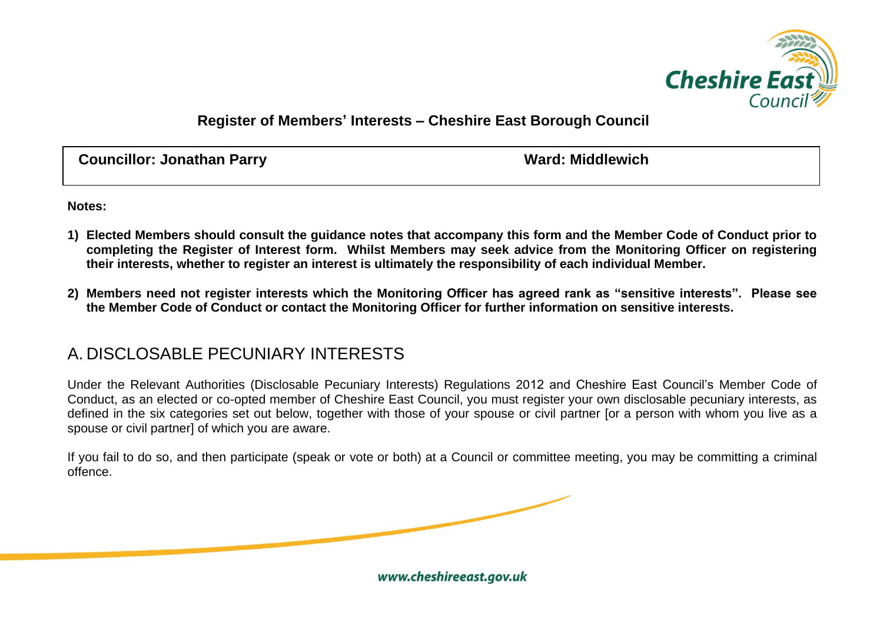## Register of Members' Interests – Cheshire East Borough Council

| **Councillor: Jonathan Parry** | **Ward: Middlewich** |
| --- | --- |

**Notes:**

1) **Elected Members should consult the guidance notes that accompany this form and the Member Code of Conduct prior to completing the Register of Interest form. Whilst Members may seek advice from the Monitoring Officer on registering their interests, whether to register an interest is ultimately the responsibility of each individual Member.**

2) **Members need not register interests which the Monitoring Officer has agreed rank as "sensitive interests". Please see the Member Code of Conduct or contact the Monitoring Officer for further information on sensitive interests.**

# A. DISCLOSABLE PECUNIARY INTERESTS

Under the Relevant Authorities (Disclosable Pecuniary Interests) Regulations 2012 and Cheshire East Council's Member Code of Conduct, as an elected or co-opted member of Cheshire East Council, you must register your own disclosable pecuniary interests, as defined in the six categories set out below, together with those of your spouse or civil partner [or a person with whom you live as a spouse or civil partner] of which you are aware.

If you fail to do so, and then participate (speak or vote or both) at a Council or committee meeting, you may be committing a criminal offence.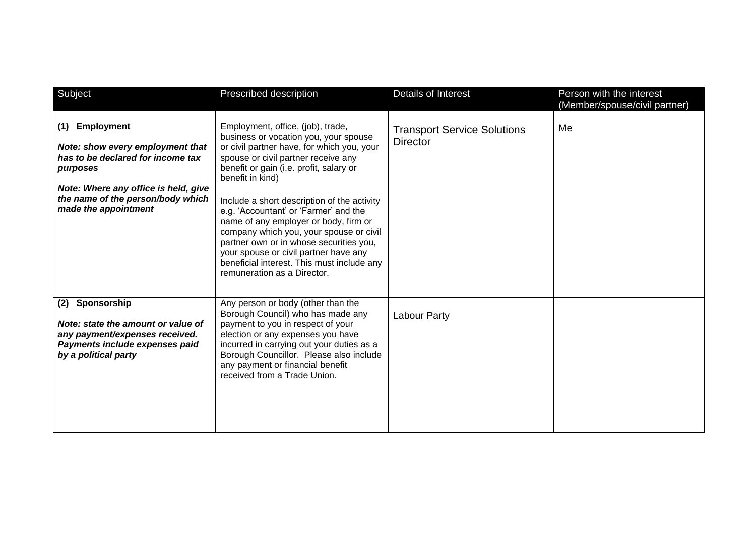| Subject | Prescribed description | Details of Interest | Person with the interest (Member/spouse/civil partner) |
| --- | --- | --- | --- |
| **(1) Employment**<br><br>***Note: show every employment that has to be declared for income tax purposes***<br><br>***Note: Where any office is held, give the name of the person/body which made the appointment*** | Employment, office, (job), trade, business or vocation you, your spouse or civil partner have, for which you, your spouse or civil partner receive any benefit or gain (i.e. profit, salary or benefit in kind)<br><br>Include a short description of the activity e.g. 'Accountant' or 'Farmer' and the name of any employer or body, firm or company which you, your spouse or civil partner own or in whose securities you, your spouse or civil partner have any beneficial interest. This must include any remuneration as a Director. | Transport Service Solutions Director | Me |
| **(2) Sponsorship**<br><br>***Note: state the amount or value of any payment/expenses received. Payments include expenses paid by a political party*** | Any person or body (other than the Borough Council) who has made any payment to you in respect of your election or any expenses you have incurred in carrying out your duties as a Borough Councillor. Please also include any payment or financial benefit received from a Trade Union. | Labour Party | |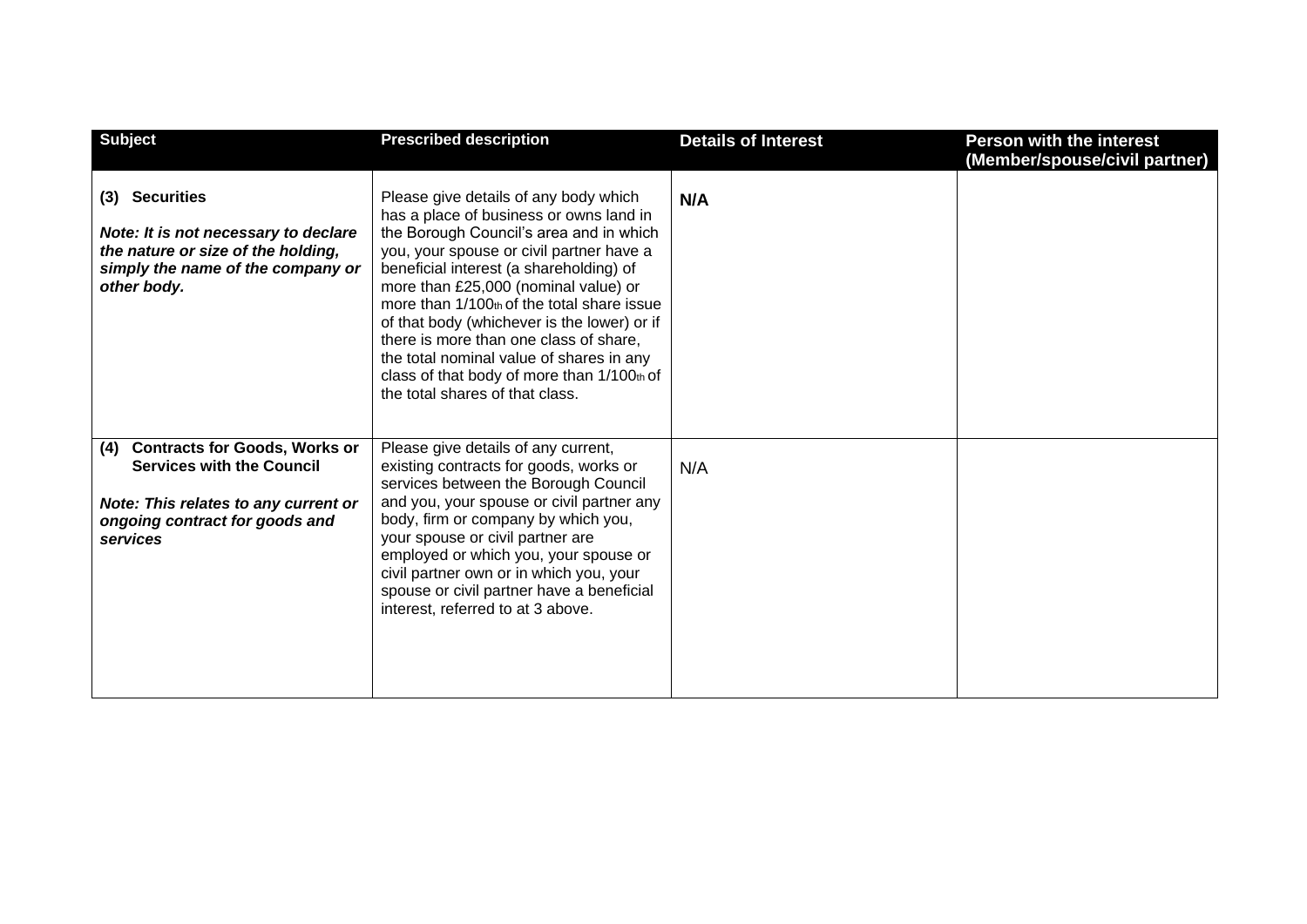| Subject | Prescribed description | Details of Interest | Person with the interest (Member/spouse/civil partner) |
|---|---|---|---|
| **(3) Securities**<br><br>***Note: It is not necessary to declare the nature or size of the holding, simply the name of the company or other body.*** | Please give details of any body which has a place of business or owns land in the Borough Council's area and in which you, your spouse or civil partner have a beneficial interest (a shareholding) of more than £25,000 (nominal value) or more than 1/100th of the total share issue of that body (whichever is the lower) or if there is more than one class of share, the total nominal value of shares in any class of that body of more than 1/100th of the total shares of that class. | **N/A** | |
| **(4) Contracts for Goods, Works or Services with the Council**<br><br>***Note: This relates to any current or ongoing contract for goods and services*** | Please give details of any current, existing contracts for goods, works or services between the Borough Council and you, your spouse or civil partner any body, firm or company by which you, your spouse or civil partner are employed or which you, your spouse or civil partner own or in which you, your spouse or civil partner have a beneficial interest, referred to at 3 above. | N/A | |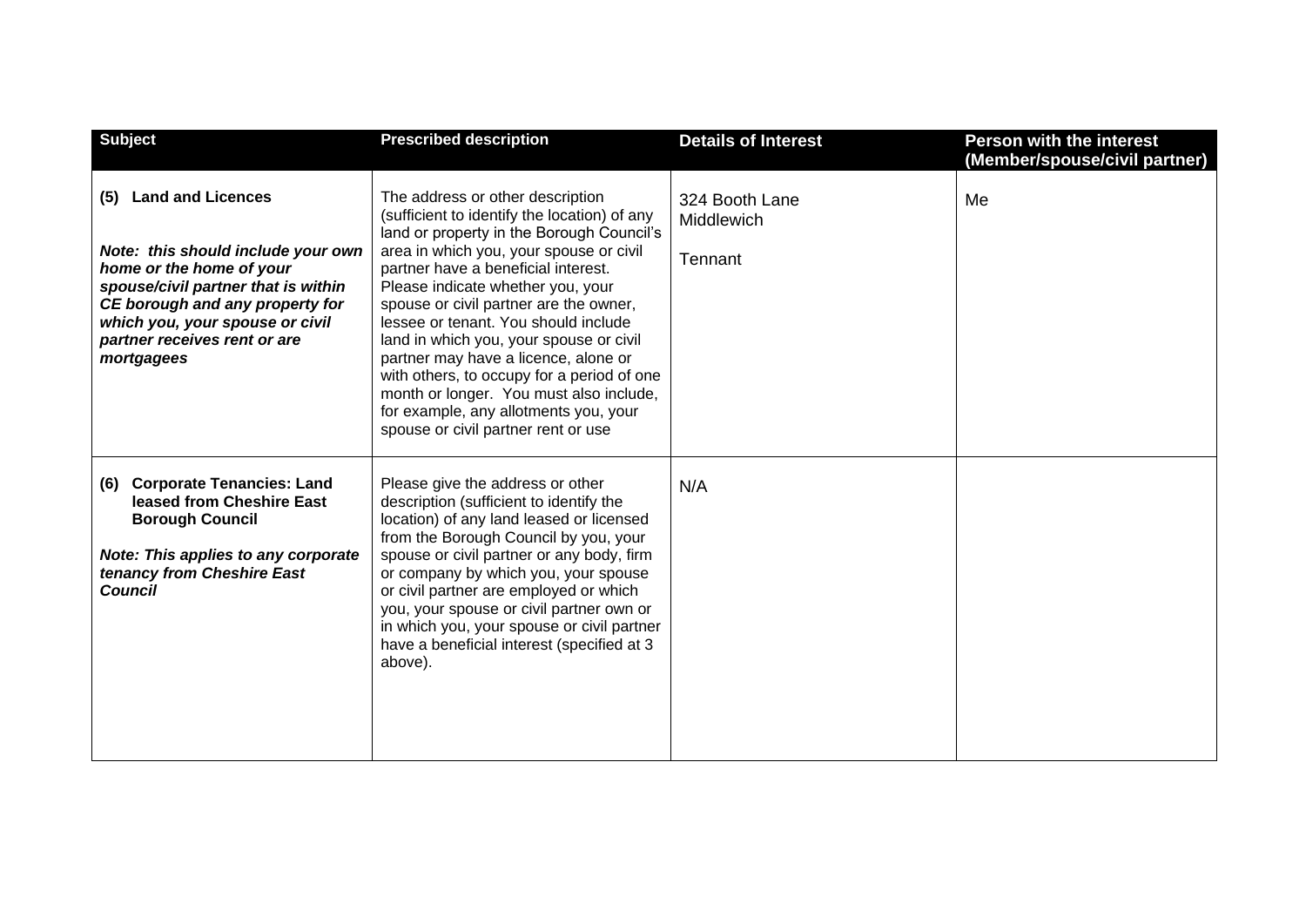| Subject | Prescribed description | Details of Interest | Person with the interest (Member/spouse/civil partner) |
|---|---|---|---|
| **(5) Land and Licences**<br><br>***Note: this should include your own home or the home of your spouse/civil partner that is within CE borough and any property for which you, your spouse or civil partner receives rent or are mortgagees*** | The address or other description (sufficient to identify the location) of any land or property in the Borough Council's area in which you, your spouse or civil partner have a beneficial interest. Please indicate whether you, your spouse or civil partner are the owner, lessee or tenant. You should include land in which you, your spouse or civil partner may have a licence, alone or with others, to occupy for a period of one month or longer. You must also include, for example, any allotments you, your spouse or civil partner rent or use | 324 Booth Lane<br>Middlewich<br><br>Tennant | Me |
| **(6) Corporate Tenancies: Land leased from Cheshire East Borough Council**<br><br>***Note: This applies to any corporate tenancy from Cheshire East Council*** | Please give the address or other description (sufficient to identify the location) of any land leased or licensed from the Borough Council by you, your spouse or civil partner or any body, firm or company by which you, your spouse or civil partner are employed or which you, your spouse or civil partner own or in which you, your spouse or civil partner have a beneficial interest (specified at 3 above). | N/A | |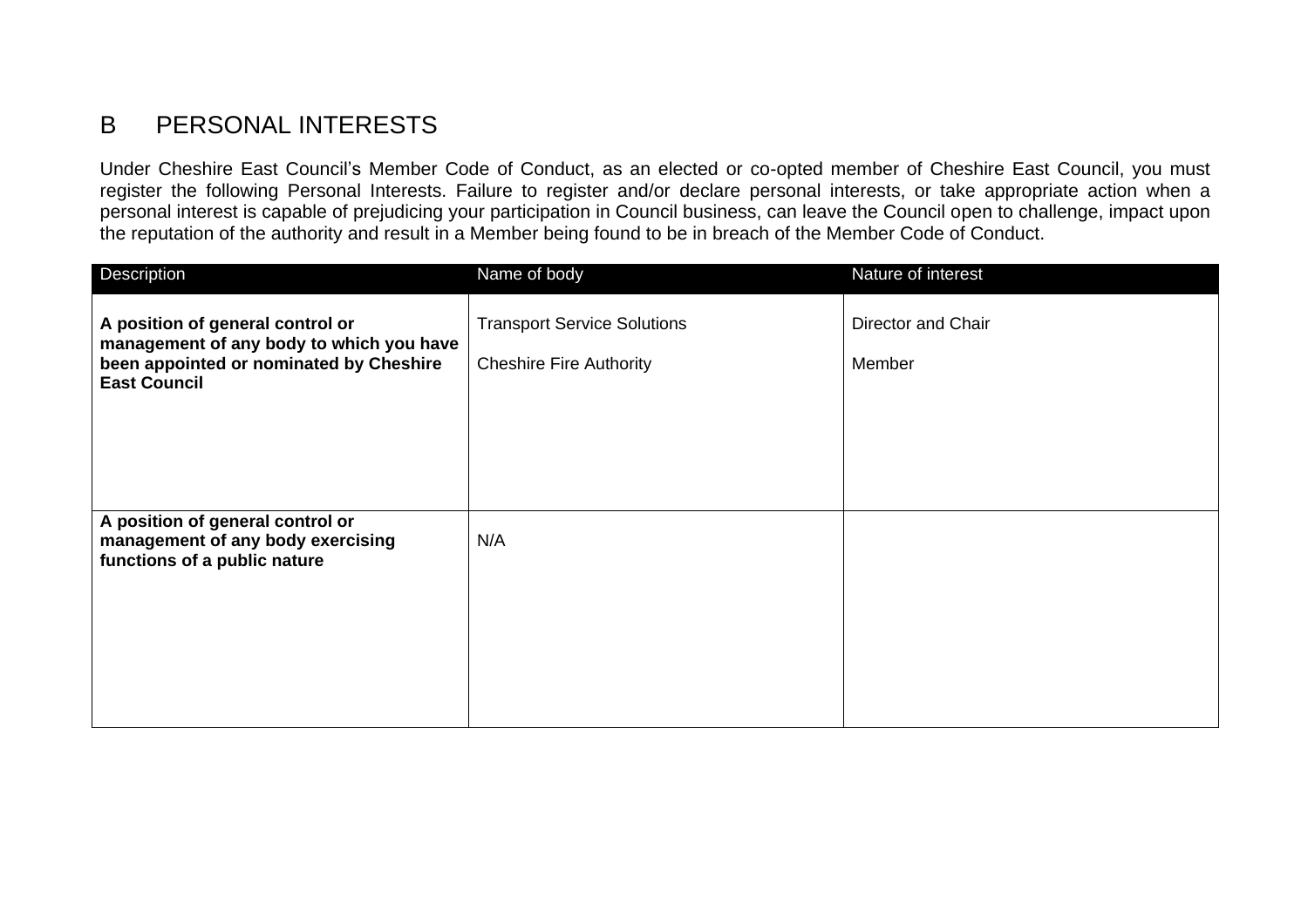## B PERSONAL INTERESTS

Under Cheshire East Council's Member Code of Conduct, as an elected or co-opted member of Cheshire East Council, you must register the following Personal Interests. Failure to register and/or declare personal interests, or take appropriate action when a personal interest is capable of prejudicing your participation in Council business, can leave the Council open to challenge, impact upon the reputation of the authority and result in a Member being found to be in breach of the Member Code of Conduct.

| Description | Name of body | Nature of interest |
|---|---|---|
| **A position of general control or management of any body to which you have been appointed or nominated by Cheshire East Council** | Transport Service Solutions<br><br>Cheshire Fire Authority | Director and Chair<br><br>Member |
| **A position of general control or management of any body exercising functions of a public nature** | N/A | |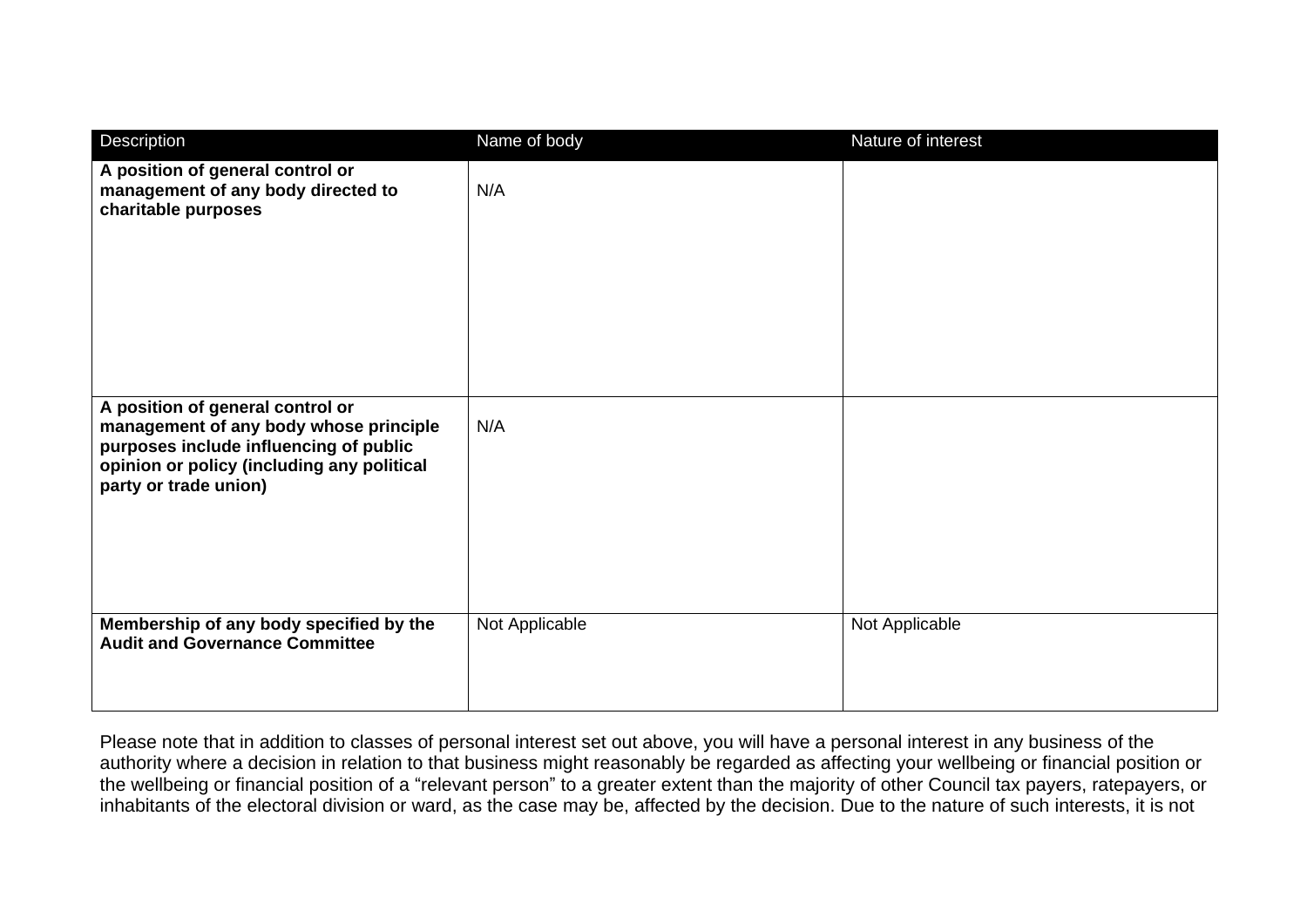| Description | Name of body | Nature of interest |
|---|---|---|
| **A position of general control or management of any body directed to charitable purposes** | N/A | |
| **A position of general control or management of any body whose principle purposes include influencing of public opinion or policy (including any political party or trade union)** | N/A | |
| **Membership of any body specified by the Audit and Governance Committee** | Not Applicable | Not Applicable |

Please note that in addition to classes of personal interest set out above, you will have a personal interest in any business of the authority where a decision in relation to that business might reasonably be regarded as affecting your wellbeing or financial position or the wellbeing or financial position of a "relevant person" to a greater extent than the majority of other Council tax payers, ratepayers, or inhabitants of the electoral division or ward, as the case may be, affected by the decision. Due to the nature of such interests, it is not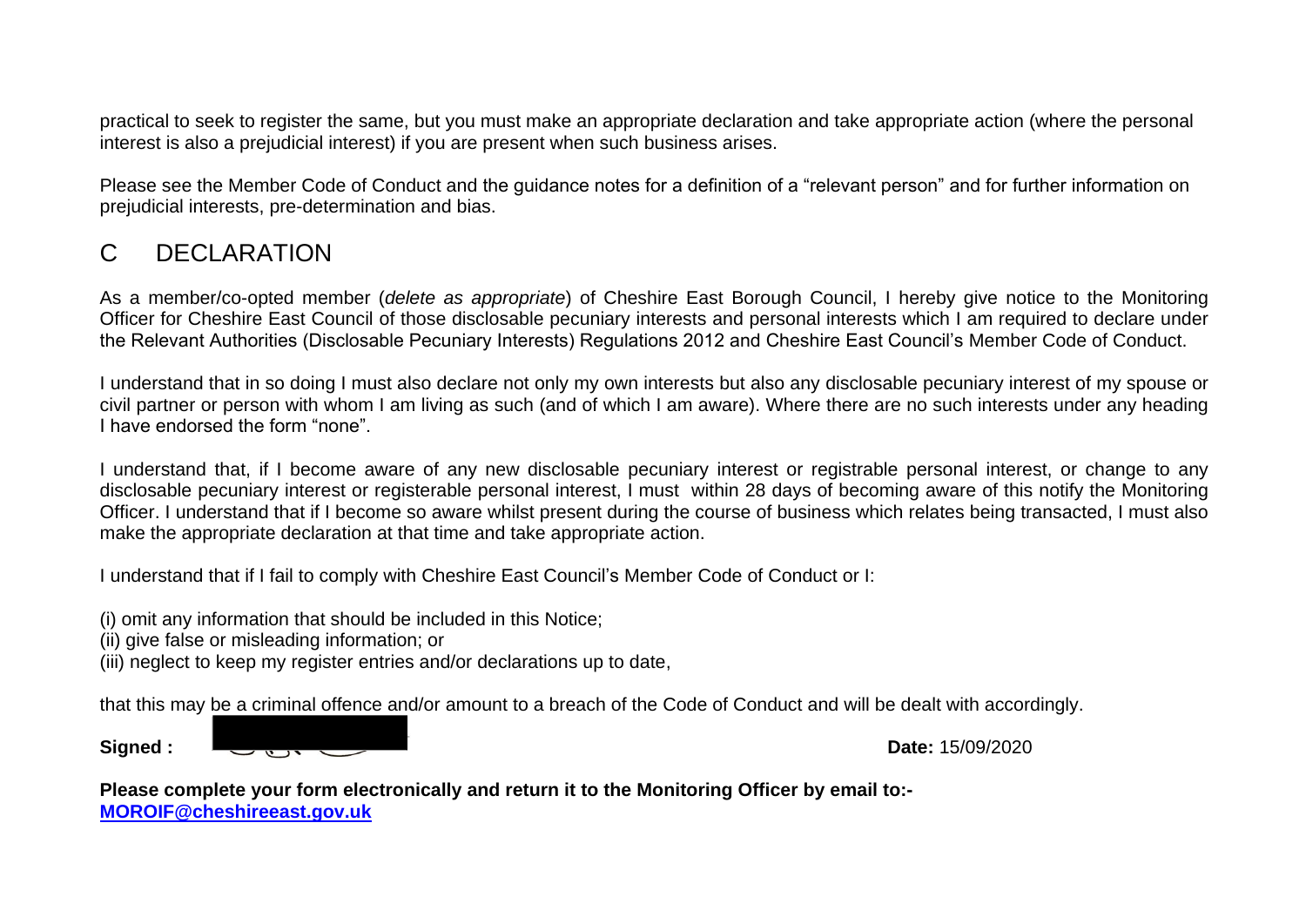practical to seek to register the same, but you must make an appropriate declaration and take appropriate action (where the personal interest is also a prejudicial interest) if you are present when such business arises.

Please see the Member Code of Conduct and the guidance notes for a definition of a "relevant person" and for further information on prejudicial interests, pre-determination and bias.

## C DECLARATION

As a member/co-opted member (*delete as appropriate*) of Cheshire East Borough Council, I hereby give notice to the Monitoring Officer for Cheshire East Council of those disclosable pecuniary interests and personal interests which I am required to declare under the Relevant Authorities (Disclosable Pecuniary Interests) Regulations 2012 and Cheshire East Council's Member Code of Conduct.

I understand that in so doing I must also declare not only my own interests but also any disclosable pecuniary interest of my spouse or civil partner or person with whom I am living as such (and of which I am aware). Where there are no such interests under any heading I have endorsed the form "none".

I understand that, if I become aware of any new disclosable pecuniary interest or registrable personal interest, or change to any disclosable pecuniary interest or registerable personal interest, I must within 28 days of becoming aware of this notify the Monitoring Officer. I understand that if I become so aware whilst present during the course of business which relates being transacted, I must also make the appropriate declaration at that time and take appropriate action.

I understand that if I fail to comply with Cheshire East Council's Member Code of Conduct or I:

(i) omit any information that should be included in this Notice;
(ii) give false or misleading information; or
(iii) neglect to keep my register entries and/or declarations up to date,

that this may be a criminal offence and/or amount to a breach of the Code of Conduct and will be dealt with accordingly.

**Signed :** **Date:** 15/09/2020

**Please complete your form electronically and return it to the Monitoring Officer by email to:-**
**MOROIF@cheshireeast.gov.uk**